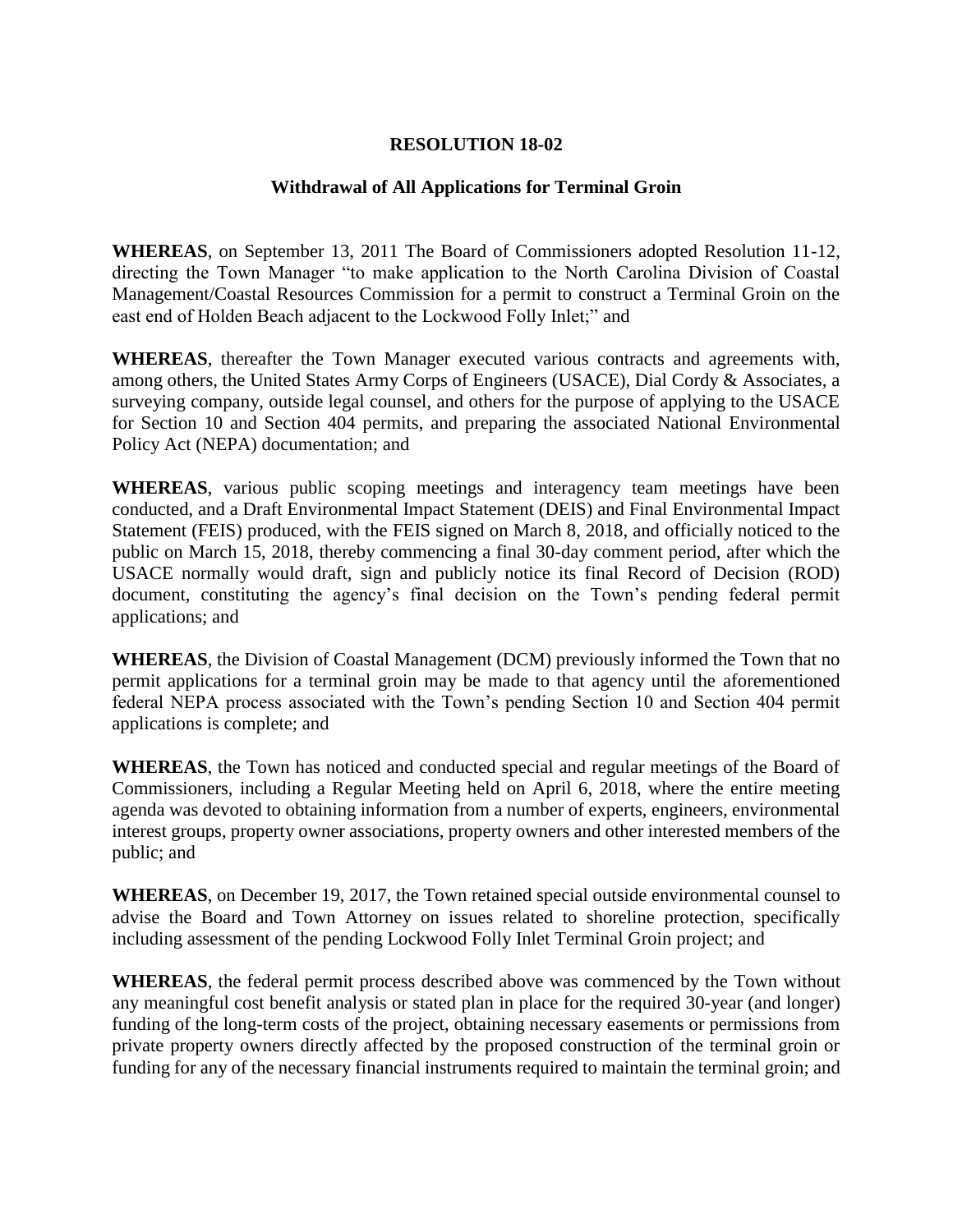**RESOLUTION 18-02**

**Withdrawal of All Applications for Terminal Groin**

**WHEREAS**, on September 13, 2011 The Board of Commissioners adopted Resolution 11-12, directing the Town Manager "to make application to the North Carolina Division of Coastal Management/Coastal Resources Commission for a permit to construct a Terminal Groin on the east end of Holden Beach adjacent to the Lockwood Folly Inlet;" and

**WHEREAS**, thereafter the Town Manager executed various contracts and agreements with, among others, the United States Army Corps of Engineers (USACE), Dial Cordy & Associates, a surveying company, outside legal counsel, and others for the purpose of applying to the USACE for Section 10 and Section 404 permits, and preparing the associated National Environmental Policy Act (NEPA) documentation; and

**WHEREAS**, various public scoping meetings and interagency team meetings have been conducted, and a Draft Environmental Impact Statement (DEIS) and Final Environmental Impact Statement (FEIS) produced, with the FEIS signed on March 8, 2018, and officially noticed to the public on March 15, 2018, thereby commencing a final 30-day comment period, after which the USACE normally would draft, sign and publicly notice its final Record of Decision (ROD) document, constituting the agency's final decision on the Town's pending federal permit applications; and

**WHEREAS**, the Division of Coastal Management (DCM) previously informed the Town that no permit applications for a terminal groin may be made to that agency until the aforementioned federal NEPA process associated with the Town's pending Section 10 and Section 404 permit applications is complete; and

**WHEREAS**, the Town has noticed and conducted special and regular meetings of the Board of Commissioners, including a Regular Meeting held on April 6, 2018, where the entire meeting agenda was devoted to obtaining information from a number of experts, engineers, environmental interest groups, property owner associations, property owners and other interested members of the public; and

**WHEREAS**, on December 19, 2017, the Town retained special outside environmental counsel to advise the Board and Town Attorney on issues related to shoreline protection, specifically including assessment of the pending Lockwood Folly Inlet Terminal Groin project; and

**WHEREAS**, the federal permit process described above was commenced by the Town without any meaningful cost benefit analysis or stated plan in place for the required 30-year (and longer) funding of the long-term costs of the project, obtaining necessary easements or permissions from private property owners directly affected by the proposed construction of the terminal groin or funding for any of the necessary financial instruments required to maintain the terminal groin; and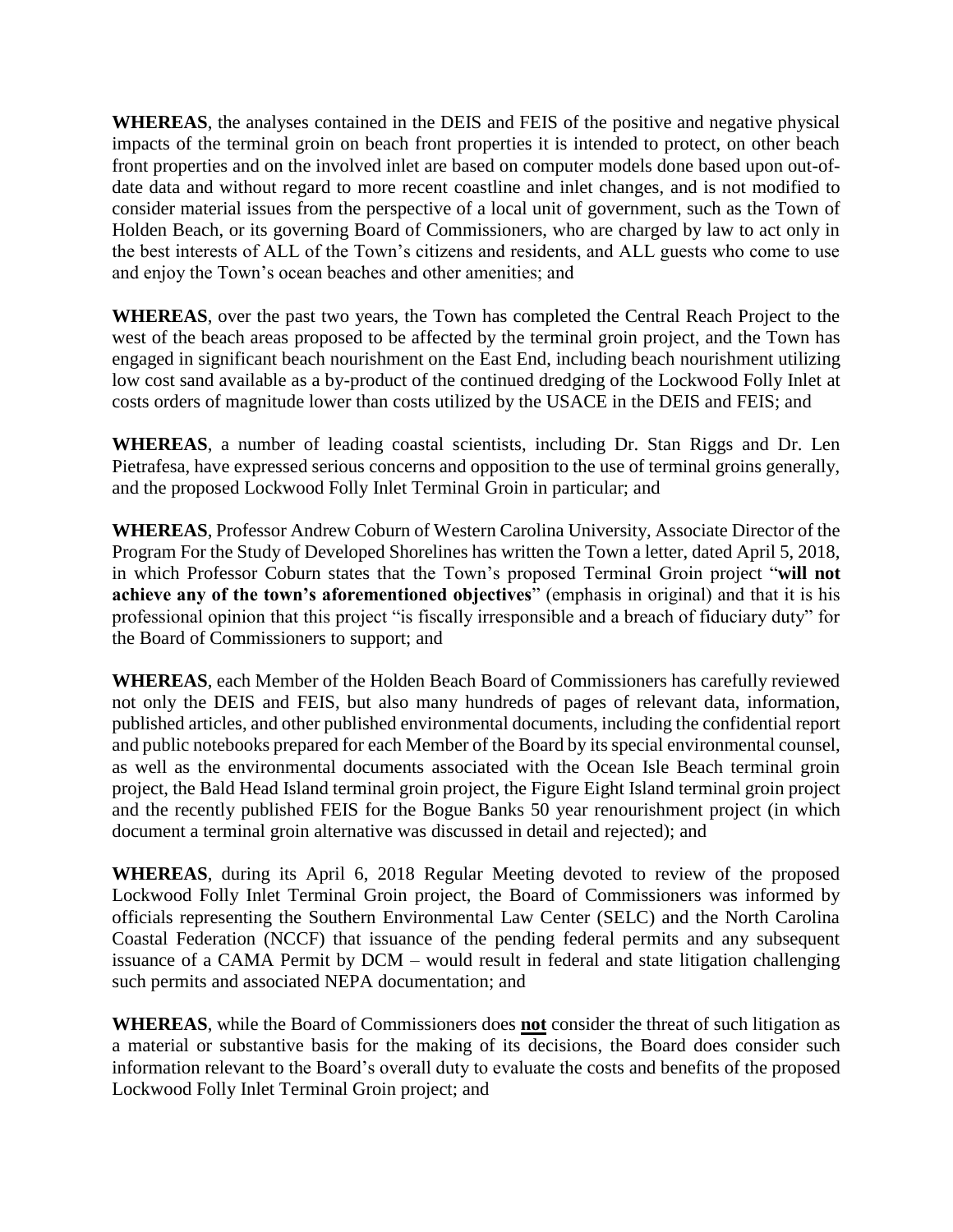**WHEREAS**, the analyses contained in the DEIS and FEIS of the positive and negative physical impacts of the terminal groin on beach front properties it is intended to protect, on other beach front properties and on the involved inlet are based on computer models done based upon out-of-date data and without regard to more recent coastline and inlet changes, and is not modified to consider material issues from the perspective of a local unit of government, such as the Town of Holden Beach, or its governing Board of Commissioners, who are charged by law to act only in the best interests of ALL of the Town's citizens and residents, and ALL guests who come to use and enjoy the Town's ocean beaches and other amenities; and

**WHEREAS**, over the past two years, the Town has completed the Central Reach Project to the west of the beach areas proposed to be affected by the terminal groin project, and the Town has engaged in significant beach nourishment on the East End, including beach nourishment utilizing low cost sand available as a by-product of the continued dredging of the Lockwood Folly Inlet at costs orders of magnitude lower than costs utilized by the USACE in the DEIS and FEIS; and

**WHEREAS**, a number of leading coastal scientists, including Dr. Stan Riggs and Dr. Len Pietrafesa, have expressed serious concerns and opposition to the use of terminal groins generally, and the proposed Lockwood Folly Inlet Terminal Groin in particular; and

**WHEREAS**, Professor Andrew Coburn of Western Carolina University, Associate Director of the Program For the Study of Developed Shorelines has written the Town a letter, dated April 5, 2018, in which Professor Coburn states that the Town's proposed Terminal Groin project "**will not achieve any of the town's aforementioned objectives**" (emphasis in original) and that it is his professional opinion that this project "is fiscally irresponsible and a breach of fiduciary duty" for the Board of Commissioners to support; and

**WHEREAS**, each Member of the Holden Beach Board of Commissioners has carefully reviewed not only the DEIS and FEIS, but also many hundreds of pages of relevant data, information, published articles, and other published environmental documents, including the confidential report and public notebooks prepared for each Member of the Board by its special environmental counsel, as well as the environmental documents associated with the Ocean Isle Beach terminal groin project, the Bald Head Island terminal groin project, the Figure Eight Island terminal groin project and the recently published FEIS for the Bogue Banks 50 year renourishment project (in which document a terminal groin alternative was discussed in detail and rejected); and

**WHEREAS**, during its April 6, 2018 Regular Meeting devoted to review of the proposed Lockwood Folly Inlet Terminal Groin project, the Board of Commissioners was informed by officials representing the Southern Environmental Law Center (SELC) and the North Carolina Coastal Federation (NCCF) that issuance of the pending federal permits and any subsequent issuance of a CAMA Permit by DCM – would result in federal and state litigation challenging such permits and associated NEPA documentation; and

**WHEREAS**, while the Board of Commissioners does **not** consider the threat of such litigation as a material or substantive basis for the making of its decisions, the Board does consider such information relevant to the Board's overall duty to evaluate the costs and benefits of the proposed Lockwood Folly Inlet Terminal Groin project; and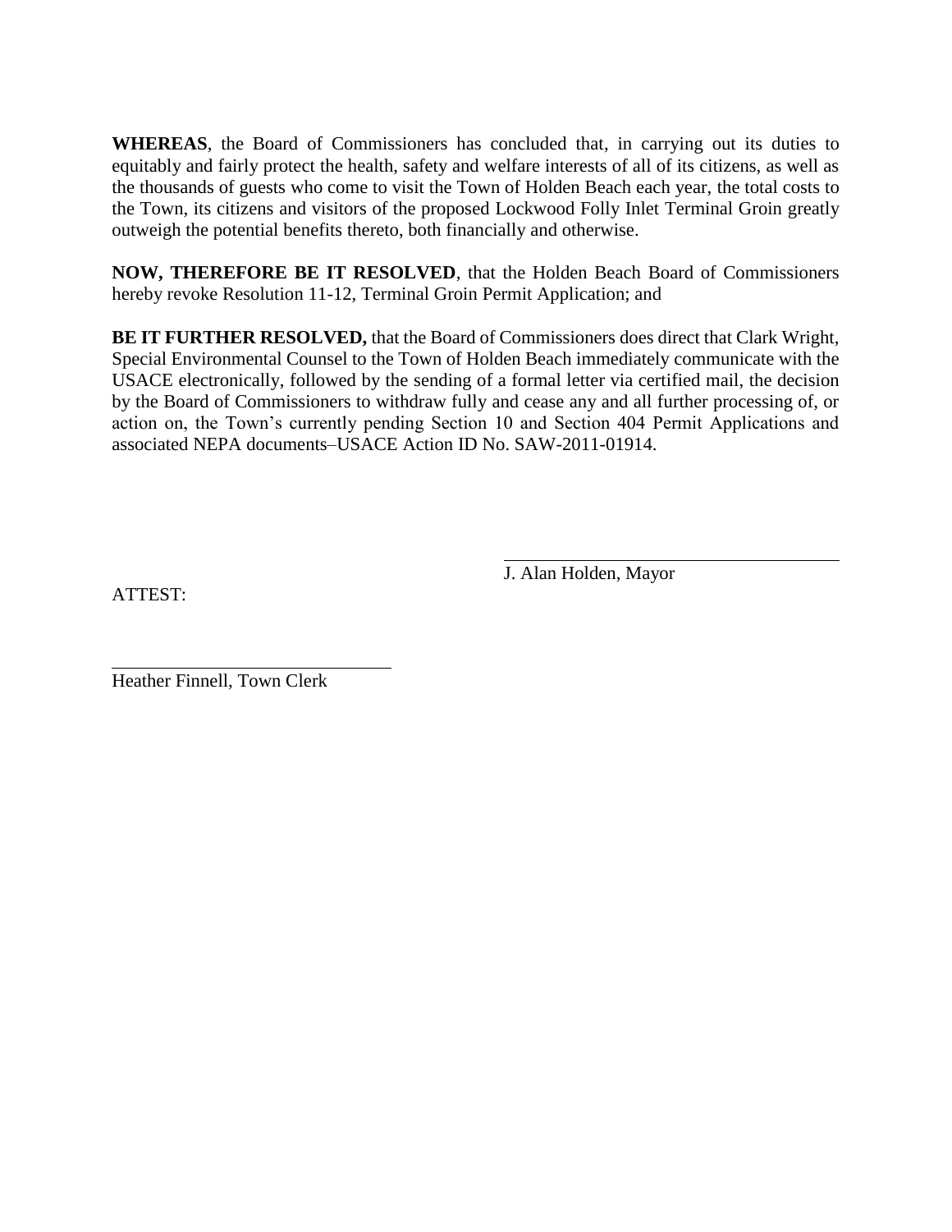**WHEREAS**, the Board of Commissioners has concluded that, in carrying out its duties to equitably and fairly protect the health, safety and welfare interests of all of its citizens, as well as the thousands of guests who come to visit the Town of Holden Beach each year, the total costs to the Town, its citizens and visitors of the proposed Lockwood Folly Inlet Terminal Groin greatly outweigh the potential benefits thereto, both financially and otherwise.

**NOW, THEREFORE BE IT RESOLVED**, that the Holden Beach Board of Commissioners hereby revoke Resolution 11-12, Terminal Groin Permit Application; and

**BE IT FURTHER RESOLVED,** that the Board of Commissioners does direct that Clark Wright, Special Environmental Counsel to the Town of Holden Beach immediately communicate with the USACE electronically, followed by the sending of a formal letter via certified mail, the decision by the Board of Commissioners to withdraw fully and cease any and all further processing of, or action on, the Town's currently pending Section 10 and Section 404 Permit Applications and associated NEPA documents–USACE Action ID No. SAW-2011-01914.

\_\_\_\_\_\_\_\_\_\_\_\_\_\_\_\_\_\_\_\_\_\_\_\_\_\_\_\_\_\_\_\_\_\_\_

J. Alan Holden, Mayor

ATTEST:

\_\_\_\_\_\_\_\_\_\_\_\_\_\_\_\_\_\_\_\_\_\_\_\_\_\_\_\_\_\_\_\_\_\_\_

Heather Finnell, Town Clerk